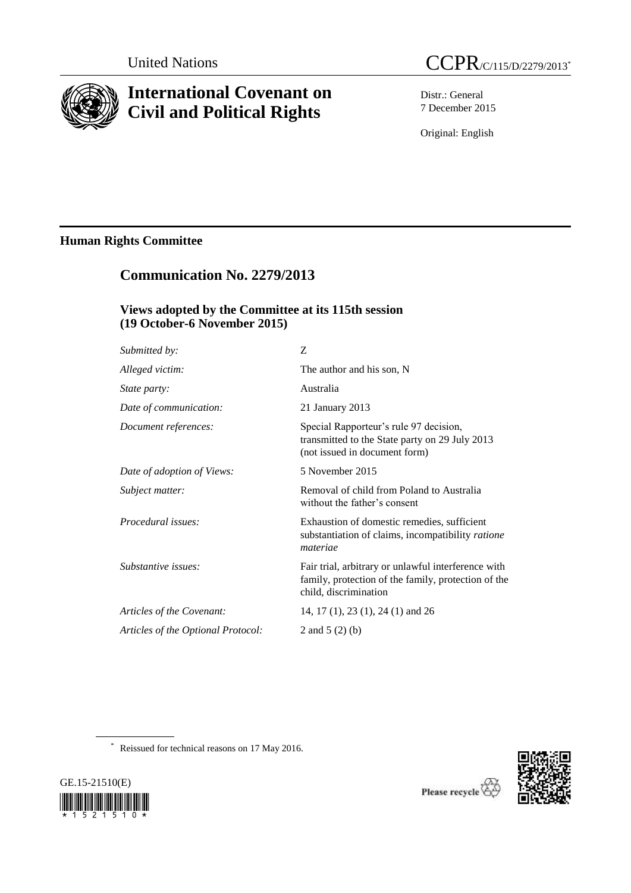United Nations

CCPR/C/115/D/2279/2013*

# International Covenant on Civil and Political Rights

Distr.: General
7 December 2015

Original: English

## Human Rights Committee

## Communication No. 2279/2013

### Views adopted by the Committee at its 115th session (19 October-6 November 2015)

| | |
|---|---|
| *Submitted by:* | Z |
| *Alleged victim:* | The author and his son, N |
| *State party:* | Australia |
| *Date of communication:* | 21 January 2013 |
| *Document references:* | Special Rapporteur's rule 97 decision, transmitted to the State party on 29 July 2013 (not issued in document form) |
| *Date of adoption of Views:* | 5 November 2015 |
| *Subject matter:* | Removal of child from Poland to Australia without the father's consent |
| *Procedural issues:* | Exhaustion of domestic remedies, sufficient substantiation of claims, incompatibility *ratione materiae* |
| *Substantive issues:* | Fair trial, arbitrary or unlawful interference with family, protection of the family, protection of the child, discrimination |
| *Articles of the Covenant:* | 14, 17 (1), 23 (1), 24 (1) and 26 |
| *Articles of the Optional Protocol:* | 2 and 5 (2) (b) |

\* Reissued for technical reasons on 17 May 2016.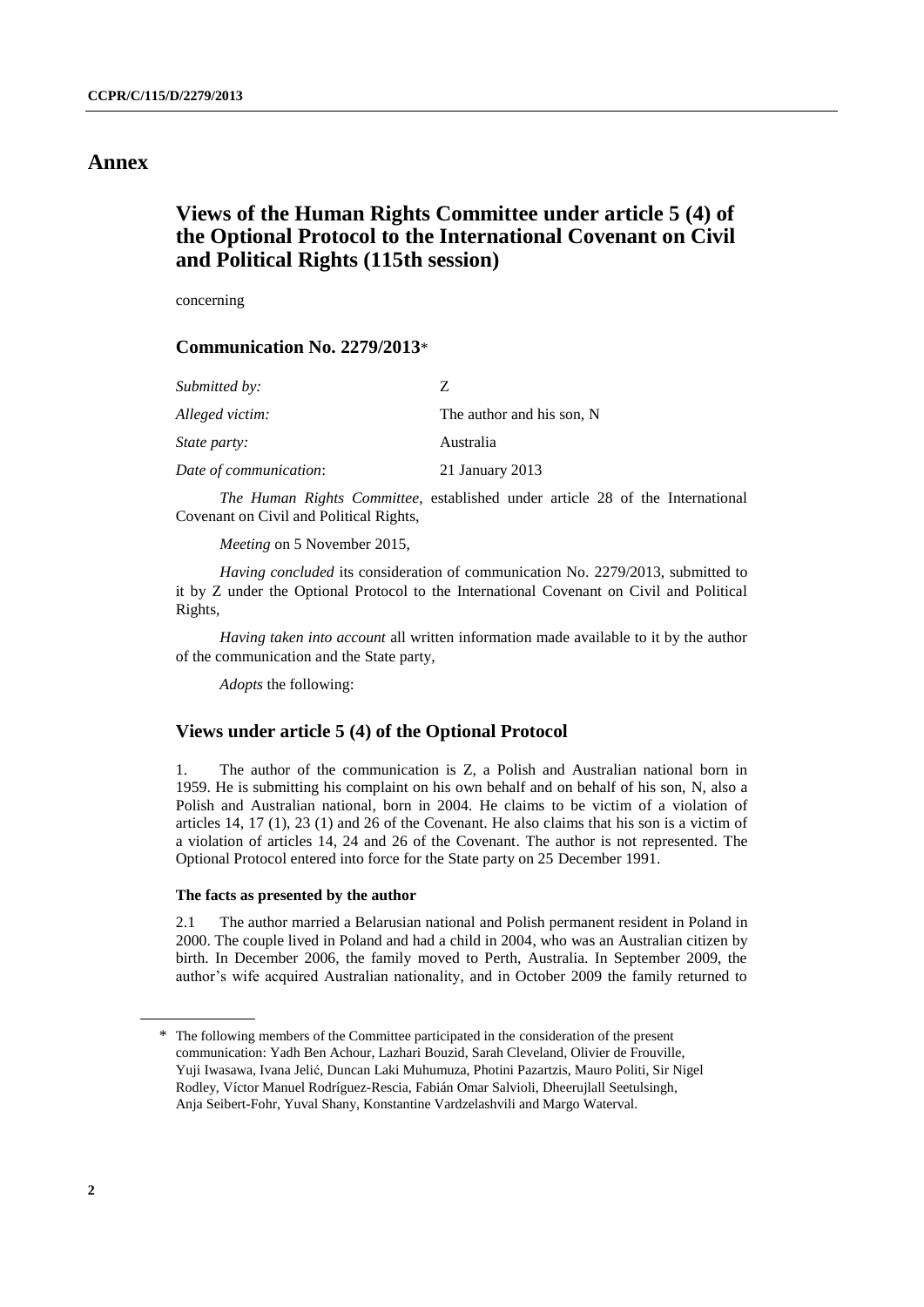# Annex

## Views of the Human Rights Committee under article 5 (4) of the Optional Protocol to the International Covenant on Civil and Political Rights (115th session)

concerning

### Communication No. 2279/2013*

| | |
|---|---|
| *Submitted by:* | Z |
| *Alleged victim:* | The author and his son, N |
| *State party:* | Australia |
| *Date of communication*: | 21 January 2013 |

*The Human Rights Committee*, established under article 28 of the International Covenant on Civil and Political Rights,

*Meeting* on 5 November 2015,

*Having concluded* its consideration of communication No. 2279/2013, submitted to it by Z under the Optional Protocol to the International Covenant on Civil and Political Rights,

*Having taken into account* all written information made available to it by the author of the communication and the State party,

*Adopts* the following:

### Views under article 5 (4) of the Optional Protocol

1. The author of the communication is Z, a Polish and Australian national born in 1959. He is submitting his complaint on his own behalf and on behalf of his son, N, also a Polish and Australian national, born in 2004. He claims to be victim of a violation of articles 14, 17 (1), 23 (1) and 26 of the Covenant. He also claims that his son is a victim of a violation of articles 14, 24 and 26 of the Covenant. The author is not represented. The Optional Protocol entered into force for the State party on 25 December 1991.

#### The facts as presented by the author

2.1 The author married a Belarusian national and Polish permanent resident in Poland in 2000. The couple lived in Poland and had a child in 2004, who was an Australian citizen by birth. In December 2006, the family moved to Perth, Australia. In September 2009, the author's wife acquired Australian nationality, and in October 2009 the family returned to

---

\* The following members of the Committee participated in the consideration of the present communication: Yadh Ben Achour, Lazhari Bouzid, Sarah Cleveland, Olivier de Frouville, Yuji Iwasawa, Ivana Jelić, Duncan Laki Muhumuza, Photini Pazartzis, Mauro Politi, Sir Nigel Rodley, Víctor Manuel Rodríguez-Rescia, Fabián Omar Salvioli, Dheerujlall Seetulsingh, Anja Seibert-Fohr, Yuval Shany, Konstantine Vardzelashvili and Margo Waterval.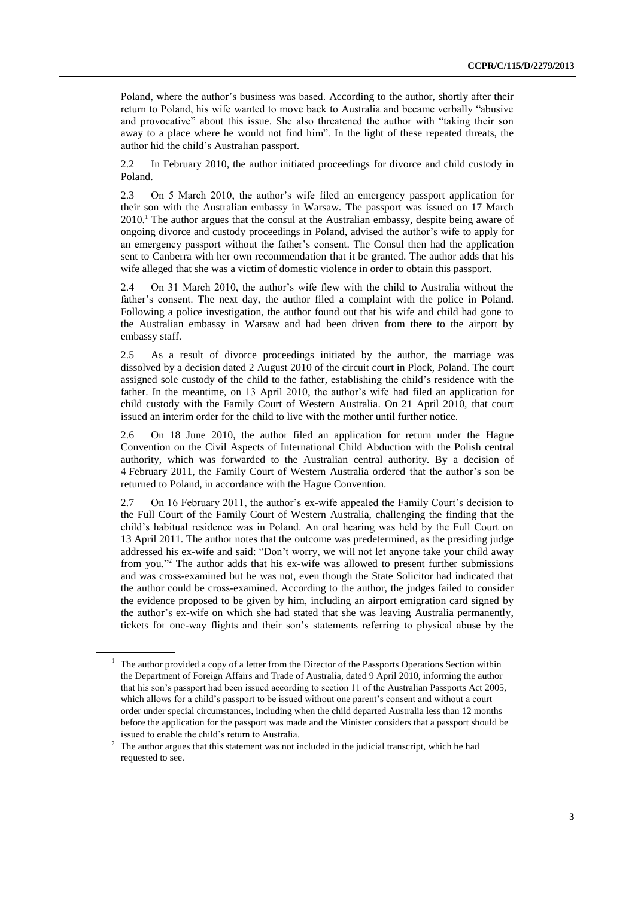Poland, where the author's business was based. According to the author, shortly after their return to Poland, his wife wanted to move back to Australia and became verbally "abusive and provocative" about this issue. She also threatened the author with "taking their son away to a place where he would not find him". In the light of these repeated threats, the author hid the child's Australian passport.

2.2 In February 2010, the author initiated proceedings for divorce and child custody in Poland.

2.3 On 5 March 2010, the author's wife filed an emergency passport application for their son with the Australian embassy in Warsaw. The passport was issued on 17 March 2010.[1] The author argues that the consul at the Australian embassy, despite being aware of ongoing divorce and custody proceedings in Poland, advised the author's wife to apply for an emergency passport without the father's consent. The Consul then had the application sent to Canberra with her own recommendation that it be granted. The author adds that his wife alleged that she was a victim of domestic violence in order to obtain this passport.

2.4 On 31 March 2010, the author's wife flew with the child to Australia without the father's consent. The next day, the author filed a complaint with the police in Poland. Following a police investigation, the author found out that his wife and child had gone to the Australian embassy in Warsaw and had been driven from there to the airport by embassy staff.

2.5 As a result of divorce proceedings initiated by the author, the marriage was dissolved by a decision dated 2 August 2010 of the circuit court in Plock, Poland. The court assigned sole custody of the child to the father, establishing the child's residence with the father. In the meantime, on 13 April 2010, the author's wife had filed an application for child custody with the Family Court of Western Australia. On 21 April 2010, that court issued an interim order for the child to live with the mother until further notice.

2.6 On 18 June 2010, the author filed an application for return under the Hague Convention on the Civil Aspects of International Child Abduction with the Polish central authority, which was forwarded to the Australian central authority. By a decision of 4 February 2011, the Family Court of Western Australia ordered that the author's son be returned to Poland, in accordance with the Hague Convention.

2.7 On 16 February 2011, the author's ex-wife appealed the Family Court's decision to the Full Court of the Family Court of Western Australia, challenging the finding that the child's habitual residence was in Poland. An oral hearing was held by the Full Court on 13 April 2011. The author notes that the outcome was predetermined, as the presiding judge addressed his ex-wife and said: "Don't worry, we will not let anyone take your child away from you."[2] The author adds that his ex-wife was allowed to present further submissions and was cross-examined but he was not, even though the State Solicitor had indicated that the author could be cross-examined. According to the author, the judges failed to consider the evidence proposed to be given by him, including an airport emigration card signed by the author's ex-wife on which she had stated that she was leaving Australia permanently, tickets for one-way flights and their son's statements referring to physical abuse by the

---

[1] The author provided a copy of a letter from the Director of the Passports Operations Section within the Department of Foreign Affairs and Trade of Australia, dated 9 April 2010, informing the author that his son's passport had been issued according to section 11 of the Australian Passports Act 2005, which allows for a child's passport to be issued without one parent's consent and without a court order under special circumstances, including when the child departed Australia less than 12 months before the application for the passport was made and the Minister considers that a passport should be issued to enable the child's return to Australia.

[2] The author argues that this statement was not included in the judicial transcript, which he had requested to see.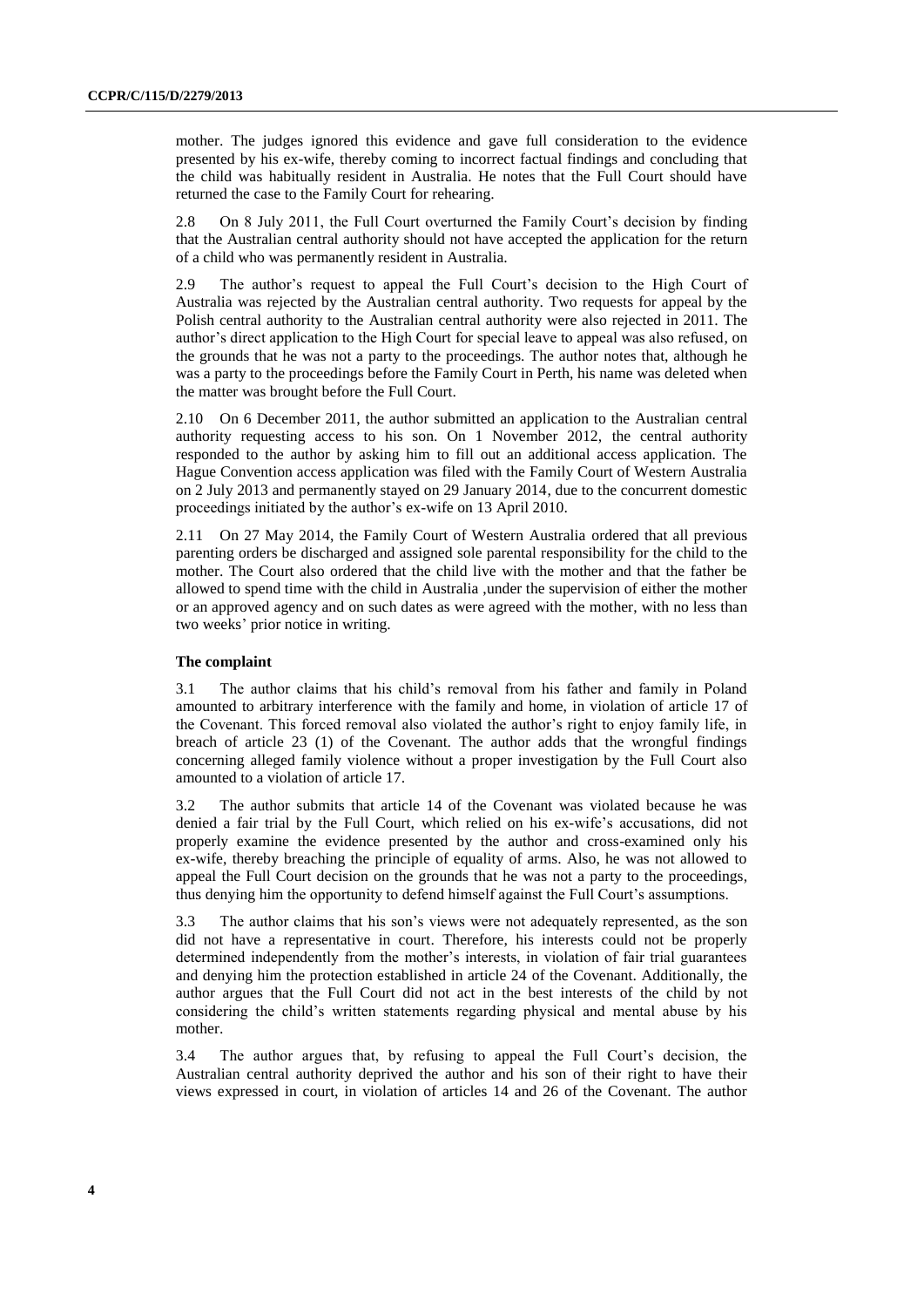mother. The judges ignored this evidence and gave full consideration to the evidence presented by his ex-wife, thereby coming to incorrect factual findings and concluding that the child was habitually resident in Australia. He notes that the Full Court should have returned the case to the Family Court for rehearing.

2.8 On 8 July 2011, the Full Court overturned the Family Court's decision by finding that the Australian central authority should not have accepted the application for the return of a child who was permanently resident in Australia.

2.9 The author's request to appeal the Full Court's decision to the High Court of Australia was rejected by the Australian central authority. Two requests for appeal by the Polish central authority to the Australian central authority were also rejected in 2011. The author's direct application to the High Court for special leave to appeal was also refused, on the grounds that he was not a party to the proceedings. The author notes that, although he was a party to the proceedings before the Family Court in Perth, his name was deleted when the matter was brought before the Full Court.

2.10 On 6 December 2011, the author submitted an application to the Australian central authority requesting access to his son. On 1 November 2012, the central authority responded to the author by asking him to fill out an additional access application. The Hague Convention access application was filed with the Family Court of Western Australia on 2 July 2013 and permanently stayed on 29 January 2014, due to the concurrent domestic proceedings initiated by the author's ex-wife on 13 April 2010.

2.11 On 27 May 2014, the Family Court of Western Australia ordered that all previous parenting orders be discharged and assigned sole parental responsibility for the child to the mother. The Court also ordered that the child live with the mother and that the father be allowed to spend time with the child in Australia ,under the supervision of either the mother or an approved agency and on such dates as were agreed with the mother, with no less than two weeks' prior notice in writing.

### The complaint

3.1 The author claims that his child's removal from his father and family in Poland amounted to arbitrary interference with the family and home, in violation of article 17 of the Covenant. This forced removal also violated the author's right to enjoy family life, in breach of article 23 (1) of the Covenant. The author adds that the wrongful findings concerning alleged family violence without a proper investigation by the Full Court also amounted to a violation of article 17.

3.2 The author submits that article 14 of the Covenant was violated because he was denied a fair trial by the Full Court, which relied on his ex-wife's accusations, did not properly examine the evidence presented by the author and cross-examined only his ex-wife, thereby breaching the principle of equality of arms. Also, he was not allowed to appeal the Full Court decision on the grounds that he was not a party to the proceedings, thus denying him the opportunity to defend himself against the Full Court's assumptions.

3.3 The author claims that his son's views were not adequately represented, as the son did not have a representative in court. Therefore, his interests could not be properly determined independently from the mother's interests, in violation of fair trial guarantees and denying him the protection established in article 24 of the Covenant. Additionally, the author argues that the Full Court did not act in the best interests of the child by not considering the child's written statements regarding physical and mental abuse by his mother.

3.4 The author argues that, by refusing to appeal the Full Court's decision, the Australian central authority deprived the author and his son of their right to have their views expressed in court, in violation of articles 14 and 26 of the Covenant. The author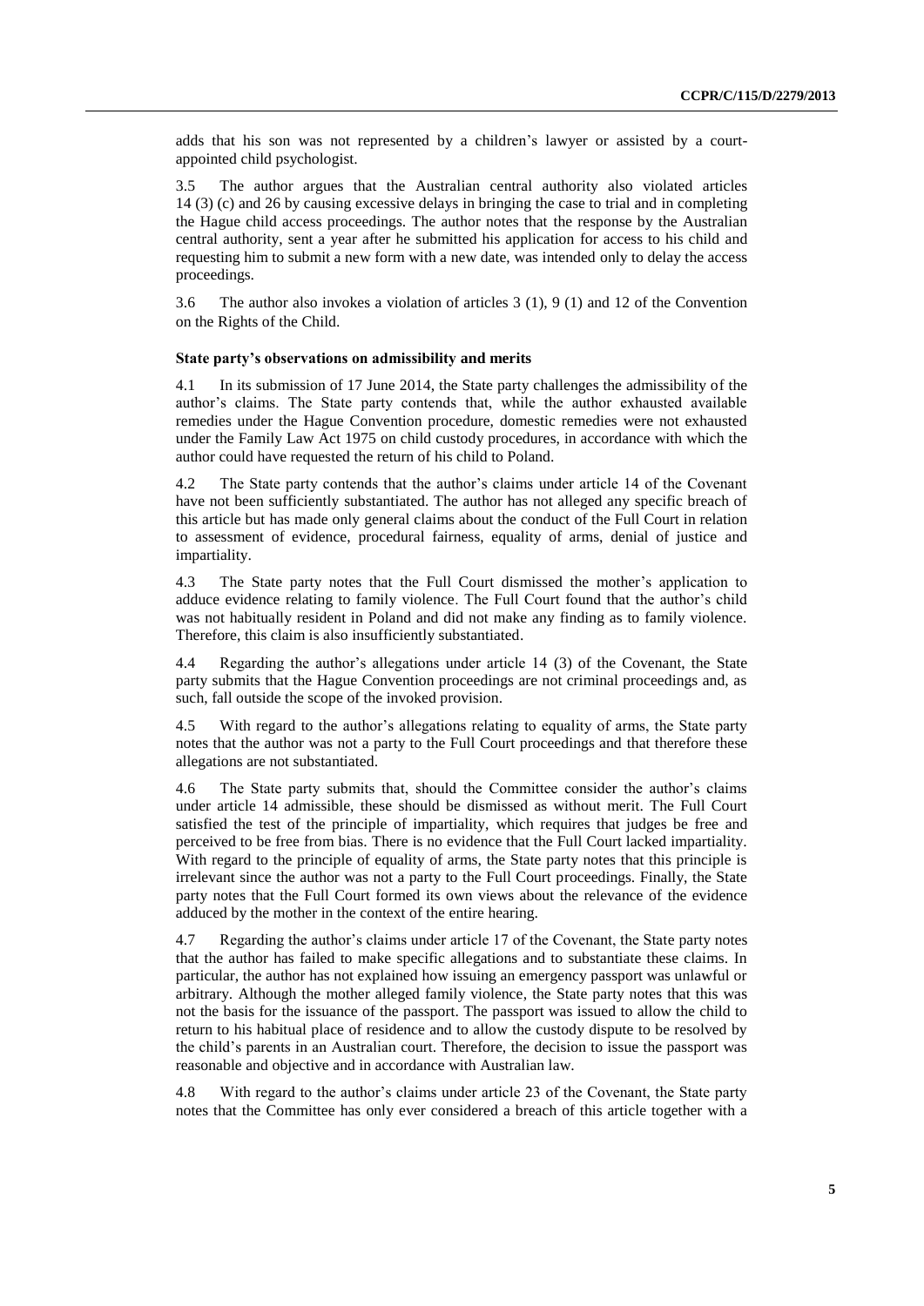adds that his son was not represented by a children's lawyer or assisted by a court-appointed child psychologist.

3.5 The author argues that the Australian central authority also violated articles 14 (3) (c) and 26 by causing excessive delays in bringing the case to trial and in completing the Hague child access proceedings. The author notes that the response by the Australian central authority, sent a year after he submitted his application for access to his child and requesting him to submit a new form with a new date, was intended only to delay the access proceedings.

3.6 The author also invokes a violation of articles 3 (1), 9 (1) and 12 of the Convention on the Rights of the Child.

### State party's observations on admissibility and merits

4.1 In its submission of 17 June 2014, the State party challenges the admissibility of the author's claims. The State party contends that, while the author exhausted available remedies under the Hague Convention procedure, domestic remedies were not exhausted under the Family Law Act 1975 on child custody procedures, in accordance with which the author could have requested the return of his child to Poland.

4.2 The State party contends that the author's claims under article 14 of the Covenant have not been sufficiently substantiated. The author has not alleged any specific breach of this article but has made only general claims about the conduct of the Full Court in relation to assessment of evidence, procedural fairness, equality of arms, denial of justice and impartiality.

4.3 The State party notes that the Full Court dismissed the mother's application to adduce evidence relating to family violence. The Full Court found that the author's child was not habitually resident in Poland and did not make any finding as to family violence. Therefore, this claim is also insufficiently substantiated.

4.4 Regarding the author's allegations under article 14 (3) of the Covenant, the State party submits that the Hague Convention proceedings are not criminal proceedings and, as such, fall outside the scope of the invoked provision.

4.5 With regard to the author's allegations relating to equality of arms, the State party notes that the author was not a party to the Full Court proceedings and that therefore these allegations are not substantiated.

4.6 The State party submits that, should the Committee consider the author's claims under article 14 admissible, these should be dismissed as without merit. The Full Court satisfied the test of the principle of impartiality, which requires that judges be free and perceived to be free from bias. There is no evidence that the Full Court lacked impartiality. With regard to the principle of equality of arms, the State party notes that this principle is irrelevant since the author was not a party to the Full Court proceedings. Finally, the State party notes that the Full Court formed its own views about the relevance of the evidence adduced by the mother in the context of the entire hearing.

4.7 Regarding the author's claims under article 17 of the Covenant, the State party notes that the author has failed to make specific allegations and to substantiate these claims. In particular, the author has not explained how issuing an emergency passport was unlawful or arbitrary. Although the mother alleged family violence, the State party notes that this was not the basis for the issuance of the passport. The passport was issued to allow the child to return to his habitual place of residence and to allow the custody dispute to be resolved by the child's parents in an Australian court. Therefore, the decision to issue the passport was reasonable and objective and in accordance with Australian law.

4.8 With regard to the author's claims under article 23 of the Covenant, the State party notes that the Committee has only ever considered a breach of this article together with a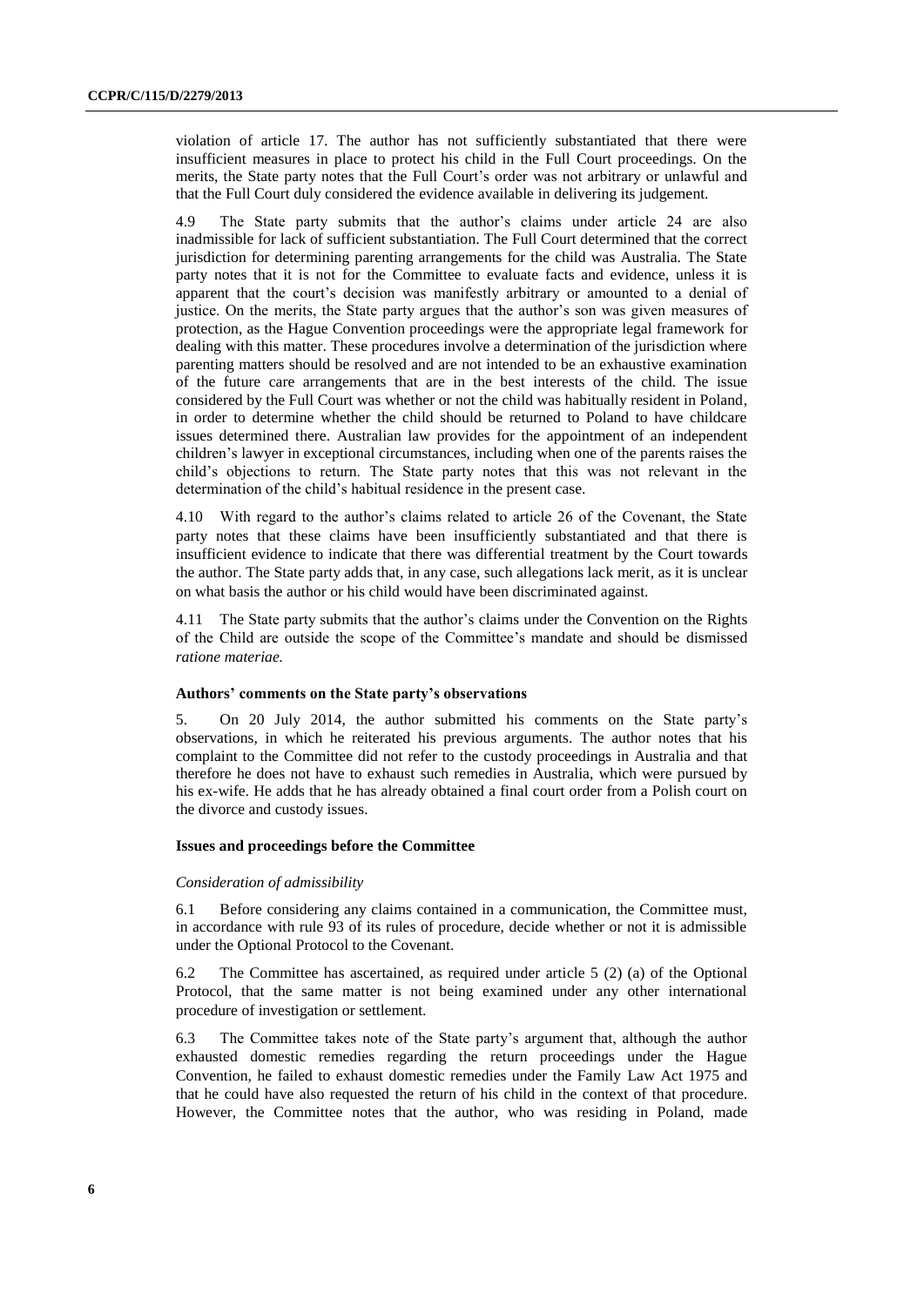violation of article 17. The author has not sufficiently substantiated that there were insufficient measures in place to protect his child in the Full Court proceedings. On the merits, the State party notes that the Full Court's order was not arbitrary or unlawful and that the Full Court duly considered the evidence available in delivering its judgement.

4.9 The State party submits that the author's claims under article 24 are also inadmissible for lack of sufficient substantiation. The Full Court determined that the correct jurisdiction for determining parenting arrangements for the child was Australia. The State party notes that it is not for the Committee to evaluate facts and evidence, unless it is apparent that the court's decision was manifestly arbitrary or amounted to a denial of justice. On the merits, the State party argues that the author's son was given measures of protection, as the Hague Convention proceedings were the appropriate legal framework for dealing with this matter. These procedures involve a determination of the jurisdiction where parenting matters should be resolved and are not intended to be an exhaustive examination of the future care arrangements that are in the best interests of the child. The issue considered by the Full Court was whether or not the child was habitually resident in Poland, in order to determine whether the child should be returned to Poland to have childcare issues determined there. Australian law provides for the appointment of an independent children's lawyer in exceptional circumstances, including when one of the parents raises the child's objections to return. The State party notes that this was not relevant in the determination of the child's habitual residence in the present case.

4.10 With regard to the author's claims related to article 26 of the Covenant, the State party notes that these claims have been insufficiently substantiated and that there is insufficient evidence to indicate that there was differential treatment by the Court towards the author. The State party adds that, in any case, such allegations lack merit, as it is unclear on what basis the author or his child would have been discriminated against.

4.11 The State party submits that the author's claims under the Convention on the Rights of the Child are outside the scope of the Committee's mandate and should be dismissed *ratione materiae.*

### Authors' comments on the State party's observations

5. On 20 July 2014, the author submitted his comments on the State party's observations, in which he reiterated his previous arguments. The author notes that his complaint to the Committee did not refer to the custody proceedings in Australia and that therefore he does not have to exhaust such remedies in Australia, which were pursued by his ex-wife. He adds that he has already obtained a final court order from a Polish court on the divorce and custody issues.

### Issues and proceedings before the Committee

#### *Consideration of admissibility*

6.1 Before considering any claims contained in a communication, the Committee must, in accordance with rule 93 of its rules of procedure, decide whether or not it is admissible under the Optional Protocol to the Covenant.

6.2 The Committee has ascertained, as required under article 5 (2) (a) of the Optional Protocol, that the same matter is not being examined under any other international procedure of investigation or settlement.

6.3 The Committee takes note of the State party's argument that, although the author exhausted domestic remedies regarding the return proceedings under the Hague Convention, he failed to exhaust domestic remedies under the Family Law Act 1975 and that he could have also requested the return of his child in the context of that procedure. However, the Committee notes that the author, who was residing in Poland, made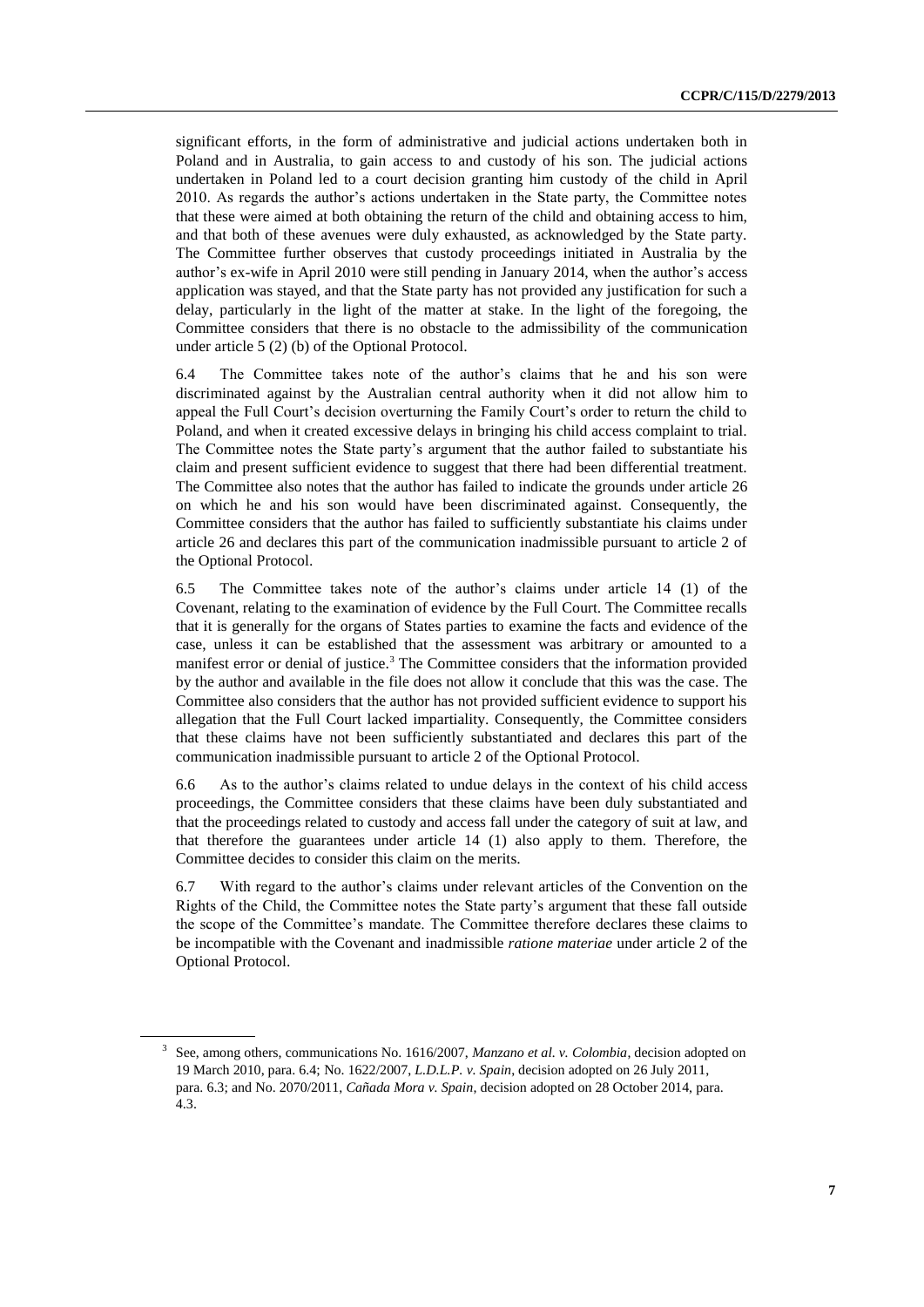significant efforts, in the form of administrative and judicial actions undertaken both in Poland and in Australia, to gain access to and custody of his son. The judicial actions undertaken in Poland led to a court decision granting him custody of the child in April 2010. As regards the author's actions undertaken in the State party, the Committee notes that these were aimed at both obtaining the return of the child and obtaining access to him, and that both of these avenues were duly exhausted, as acknowledged by the State party. The Committee further observes that custody proceedings initiated in Australia by the author's ex-wife in April 2010 were still pending in January 2014, when the author's access application was stayed, and that the State party has not provided any justification for such a delay, particularly in the light of the matter at stake. In the light of the foregoing, the Committee considers that there is no obstacle to the admissibility of the communication under article 5 (2) (b) of the Optional Protocol.

6.4 The Committee takes note of the author's claims that he and his son were discriminated against by the Australian central authority when it did not allow him to appeal the Full Court's decision overturning the Family Court's order to return the child to Poland, and when it created excessive delays in bringing his child access complaint to trial. The Committee notes the State party's argument that the author failed to substantiate his claim and present sufficient evidence to suggest that there had been differential treatment. The Committee also notes that the author has failed to indicate the grounds under article 26 on which he and his son would have been discriminated against. Consequently, the Committee considers that the author has failed to sufficiently substantiate his claims under article 26 and declares this part of the communication inadmissible pursuant to article 2 of the Optional Protocol.

6.5 The Committee takes note of the author's claims under article 14 (1) of the Covenant, relating to the examination of evidence by the Full Court. The Committee recalls that it is generally for the organs of States parties to examine the facts and evidence of the case, unless it can be established that the assessment was arbitrary or amounted to a manifest error or denial of justice.[3] The Committee considers that the information provided by the author and available in the file does not allow it conclude that this was the case. The Committee also considers that the author has not provided sufficient evidence to support his allegation that the Full Court lacked impartiality. Consequently, the Committee considers that these claims have not been sufficiently substantiated and declares this part of the communication inadmissible pursuant to article 2 of the Optional Protocol.

6.6 As to the author's claims related to undue delays in the context of his child access proceedings, the Committee considers that these claims have been duly substantiated and that the proceedings related to custody and access fall under the category of suit at law, and that therefore the guarantees under article 14 (1) also apply to them. Therefore, the Committee decides to consider this claim on the merits.

6.7 With regard to the author's claims under relevant articles of the Convention on the Rights of the Child, the Committee notes the State party's argument that these fall outside the scope of the Committee's mandate. The Committee therefore declares these claims to be incompatible with the Covenant and inadmissible *ratione materiae* under article 2 of the Optional Protocol.

[3] See, among others, communications No. 1616/2007, *Manzano et al. v. Colombia*, decision adopted on 19 March 2010, para. 6.4; No. 1622/2007, *L.D.L.P. v. Spain*, decision adopted on 26 July 2011, para. 6.3; and No. 2070/2011, *Cañada Mora v. Spain*, decision adopted on 28 October 2014, para. 4.3.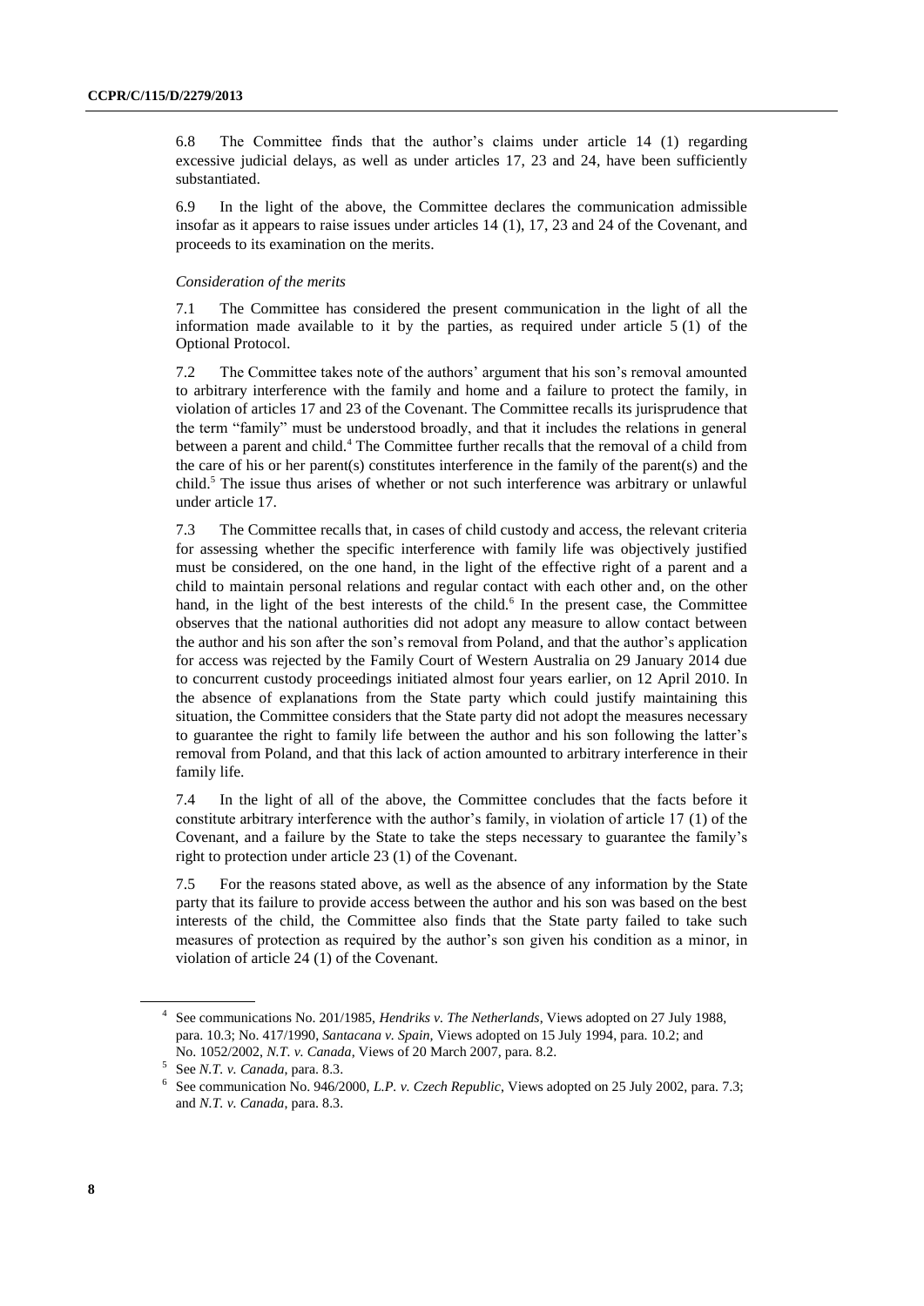6.8 The Committee finds that the author's claims under article 14 (1) regarding excessive judicial delays, as well as under articles 17, 23 and 24, have been sufficiently substantiated.

6.9 In the light of the above, the Committee declares the communication admissible insofar as it appears to raise issues under articles 14 (1), 17, 23 and 24 of the Covenant, and proceeds to its examination on the merits.

*Consideration of the merits*

7.1 The Committee has considered the present communication in the light of all the information made available to it by the parties, as required under article 5 (1) of the Optional Protocol.

7.2 The Committee takes note of the authors' argument that his son's removal amounted to arbitrary interference with the family and home and a failure to protect the family, in violation of articles 17 and 23 of the Covenant. The Committee recalls its jurisprudence that the term "family" must be understood broadly, and that it includes the relations in general between a parent and child.[4] The Committee further recalls that the removal of a child from the care of his or her parent(s) constitutes interference in the family of the parent(s) and the child.[5] The issue thus arises of whether or not such interference was arbitrary or unlawful under article 17.

7.3 The Committee recalls that, in cases of child custody and access, the relevant criteria for assessing whether the specific interference with family life was objectively justified must be considered, on the one hand, in the light of the effective right of a parent and a child to maintain personal relations and regular contact with each other and, on the other hand, in the light of the best interests of the child.[6] In the present case, the Committee observes that the national authorities did not adopt any measure to allow contact between the author and his son after the son's removal from Poland, and that the author's application for access was rejected by the Family Court of Western Australia on 29 January 2014 due to concurrent custody proceedings initiated almost four years earlier, on 12 April 2010. In the absence of explanations from the State party which could justify maintaining this situation, the Committee considers that the State party did not adopt the measures necessary to guarantee the right to family life between the author and his son following the latter's removal from Poland, and that this lack of action amounted to arbitrary interference in their family life.

7.4 In the light of all of the above, the Committee concludes that the facts before it constitute arbitrary interference with the author's family, in violation of article 17 (1) of the Covenant, and a failure by the State to take the steps necessary to guarantee the family's right to protection under article 23 (1) of the Covenant.

7.5 For the reasons stated above, as well as the absence of any information by the State party that its failure to provide access between the author and his son was based on the best interests of the child, the Committee also finds that the State party failed to take such measures of protection as required by the author's son given his condition as a minor, in violation of article 24 (1) of the Covenant.

---

[4] See communications No. 201/1985, *Hendriks v. The Netherlands*, Views adopted on 27 July 1988, para. 10.3; No. 417/1990, *Santacana v. Spain*, Views adopted on 15 July 1994, para. 10.2; and No. 1052/2002, *N.T. v. Canada*, Views of 20 March 2007, para. 8.2.

[5] See *N.T. v. Canada*, para. 8.3.

[6] See communication No. 946/2000, *L.P. v. Czech Republic*, Views adopted on 25 July 2002, para. 7.3; and *N.T. v. Canada*, para. 8.3.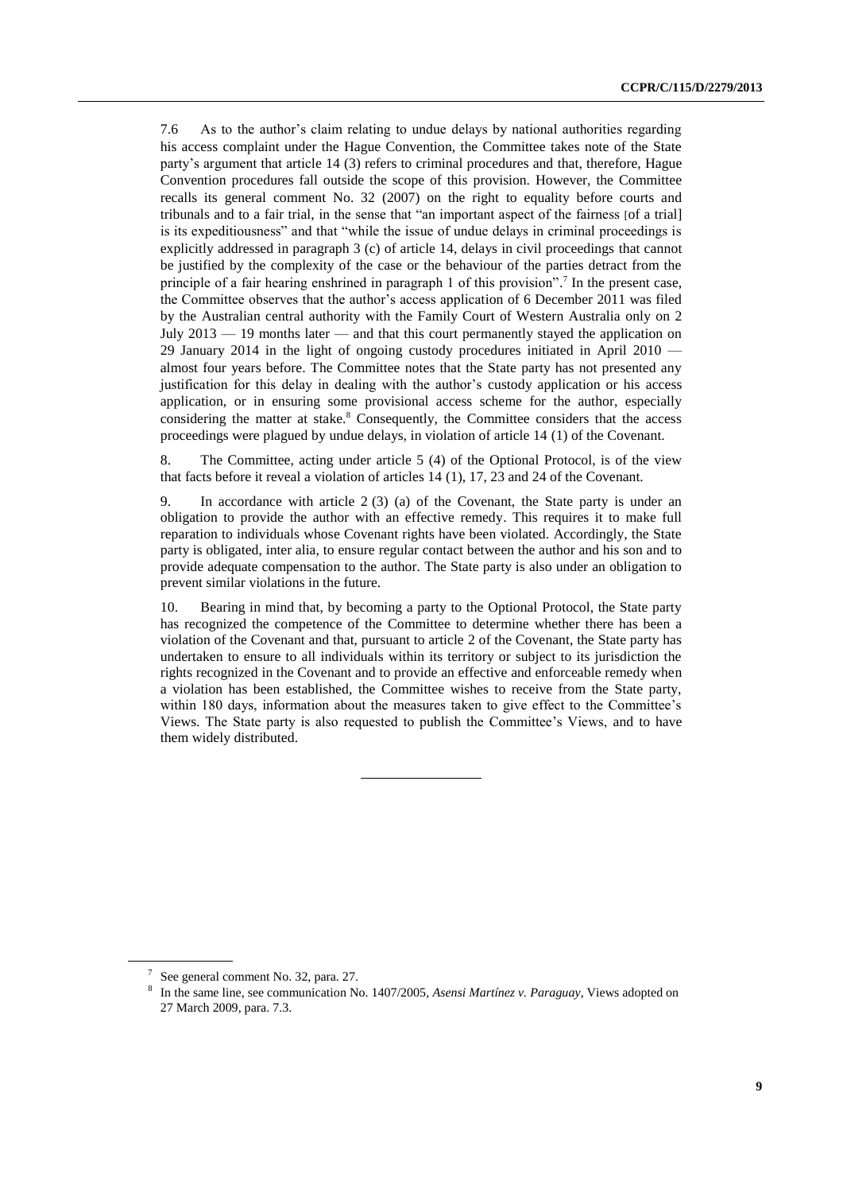7.6 As to the author's claim relating to undue delays by national authorities regarding his access complaint under the Hague Convention, the Committee takes note of the State party's argument that article 14 (3) refers to criminal procedures and that, therefore, Hague Convention procedures fall outside the scope of this provision. However, the Committee recalls its general comment No. 32 (2007) on the right to equality before courts and tribunals and to a fair trial, in the sense that "an important aspect of the fairness [of a trial] is its expeditiousness" and that "while the issue of undue delays in criminal proceedings is explicitly addressed in paragraph 3 (c) of article 14, delays in civil proceedings that cannot be justified by the complexity of the case or the behaviour of the parties detract from the principle of a fair hearing enshrined in paragraph 1 of this provision".[7] In the present case, the Committee observes that the author's access application of 6 December 2011 was filed by the Australian central authority with the Family Court of Western Australia only on 2 July 2013 — 19 months later — and that this court permanently stayed the application on 29 January 2014 in the light of ongoing custody procedures initiated in April 2010 — almost four years before. The Committee notes that the State party has not presented any justification for this delay in dealing with the author's custody application or his access application, or in ensuring some provisional access scheme for the author, especially considering the matter at stake.[8] Consequently, the Committee considers that the access proceedings were plagued by undue delays, in violation of article 14 (1) of the Covenant.

8. The Committee, acting under article 5 (4) of the Optional Protocol, is of the view that facts before it reveal a violation of articles 14 (1), 17, 23 and 24 of the Covenant.

9. In accordance with article 2 (3) (a) of the Covenant, the State party is under an obligation to provide the author with an effective remedy. This requires it to make full reparation to individuals whose Covenant rights have been violated. Accordingly, the State party is obligated, inter alia, to ensure regular contact between the author and his son and to provide adequate compensation to the author. The State party is also under an obligation to prevent similar violations in the future.

10. Bearing in mind that, by becoming a party to the Optional Protocol, the State party has recognized the competence of the Committee to determine whether there has been a violation of the Covenant and that, pursuant to article 2 of the Covenant, the State party has undertaken to ensure to all individuals within its territory or subject to its jurisdiction the rights recognized in the Covenant and to provide an effective and enforceable remedy when a violation has been established, the Committee wishes to receive from the State party, within 180 days, information about the measures taken to give effect to the Committee's Views. The State party is also requested to publish the Committee's Views, and to have them widely distributed.

---

[7] See general comment No. 32, para. 27.

[8] In the same line, see communication No. 1407/2005, *Asensi Martínez v. Paraguay*, Views adopted on 27 March 2009, para. 7.3.